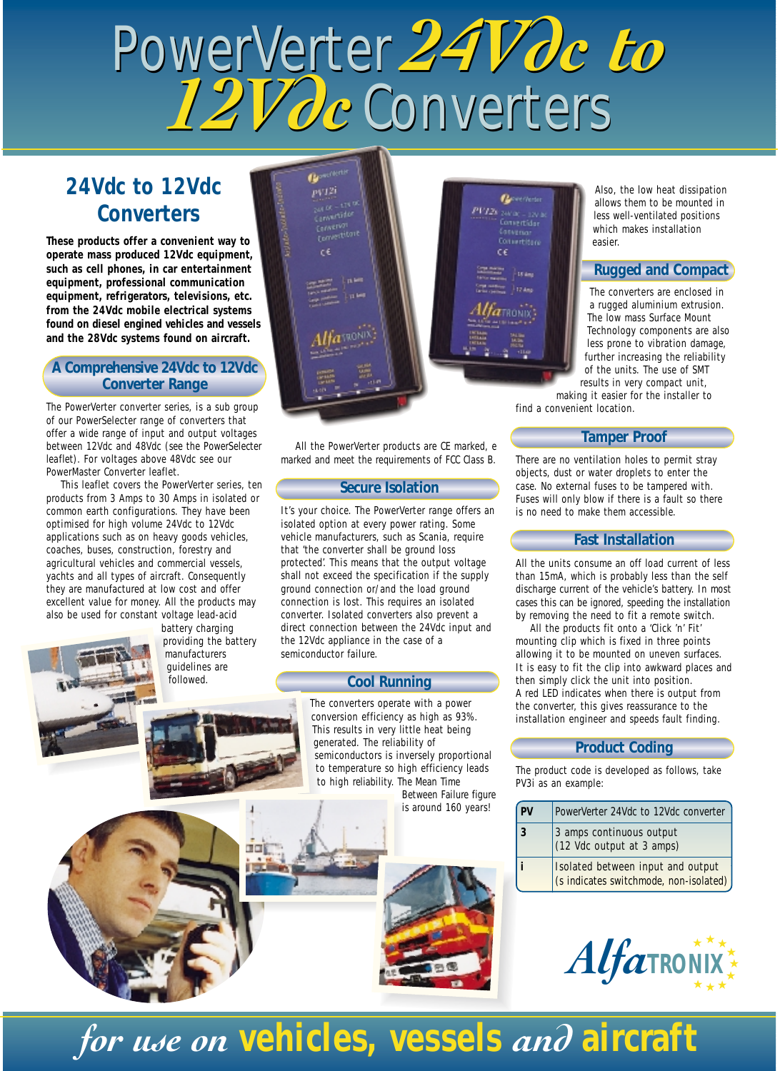# PowerVerter 24Vdc to 12Vdc Converters

## 24Vdc to 12Vdc Converters

**These products offer a convenient way to operate mass produced 12Vdc equipment, such as cell phones, in car entertainment equipment, professional communication equipment, refrigerators, televisions, etc. from the 24Vdc mobile electrical systems found on diesel engined vehicles and vessels and the 28Vdc systems found on aircraft.**

### A Comprehensive 24Vdc to 12Vdc Converter Range

The PowerVerter converter series, is a sub group of our PowerSelecter range of converters that offer a wide range of input and output voltages between 12Vdc and 48Vdc (see the PowerSelecter leaflet). For voltages above 48Vdc see our PowerMaster Converter leaflet.

This leaflet covers the PowerVerter series, ten products from 3 Amps to 30 Amps in isolated or common earth configurations. They have been optimised for high volume 24Vdc to 12Vdc applications such as on heavy goods vehicles, coaches, buses, construction, forestry and agricultural vehicles and commercial vessels, yachts and all types of aircraft. Consequently they are manufactured at low cost and offer excellent value for money. All the products may also be used for constant voltage lead-acid battery charging providing the battery manufacturers guidelines are followed.

All the PowerVerter products are CE marked, e marked and meet the requirements of FCC Class B.

### Secure Isolation

It's your choice. The PowerVerter range offers an isolated option at every power rating. Some vehicle manufacturers, such as Scania, require that 'the converter shall be ground loss protected'. This means that the output voltage shall not exceed the specification if the supply ground connection or/and the load ground connection is lost. This requires an isolated converter. Isolated converters also prevent a direct connection between the 24Vdc input and the 12Vdc appliance in the case of a semiconductor failure.

### Cool Running

The converters operate with a power conversion efficiency as high as 93%. This results in very little heat being generated. The reliability of semiconductors is inversely proportional to temperature so high efficiency leads to high reliability. The Mean Time Between Failure figure is around 160 years!

Also, the low heat dissipation allows them to be mounted in less well-ventilated positions which makes installation easier.

### Rugged and Compact

The converters are enclosed in a rugged aluminium extrusion. The low mass Surface Mount Technology components are also less prone to vibration damage, further increasing the reliability of the units. The use of SMT results in very compact unit, making it easier for the installer to find a convenient location.

### Tamper Proof

There are no ventilation holes to permit stray objects, dust or water droplets to enter the case. No external fuses to be tampered with. Fuses will only blow if there is a fault so there is no need to make them accessible.

### Fast Installation

All the units consume an off load current of less than 15mA, which is probably less than the self discharge current of the vehicle's battery. In most cases this can be ignored, speeding the installation by removing the need to fit a remote switch.

All the products fit onto a 'Click 'n' Fit' mounting clip which is fixed in three points allowing it to be mounted on uneven surfaces. It is easy to fit the clip into awkward places and then simply click the unit into position.

A red LED indicates when there is output from the converter, this gives reassurance to the installation engineer and speeds fault finding.

### Product Coding

The product code is developed as follows, take PV3i as an example:

| | |
|---|---|
| **PV** | PowerVerter 24Vdc to 12Vdc converter |
| **3** | 3 amps continuous output (12 Vdc output at 3 amps) |
| **i** | Isolated between input and output (s indicates switchmode, non-isolated) |

AlfaTRONIX

*for use on* **vehicles, vessels** *and* **aircraft**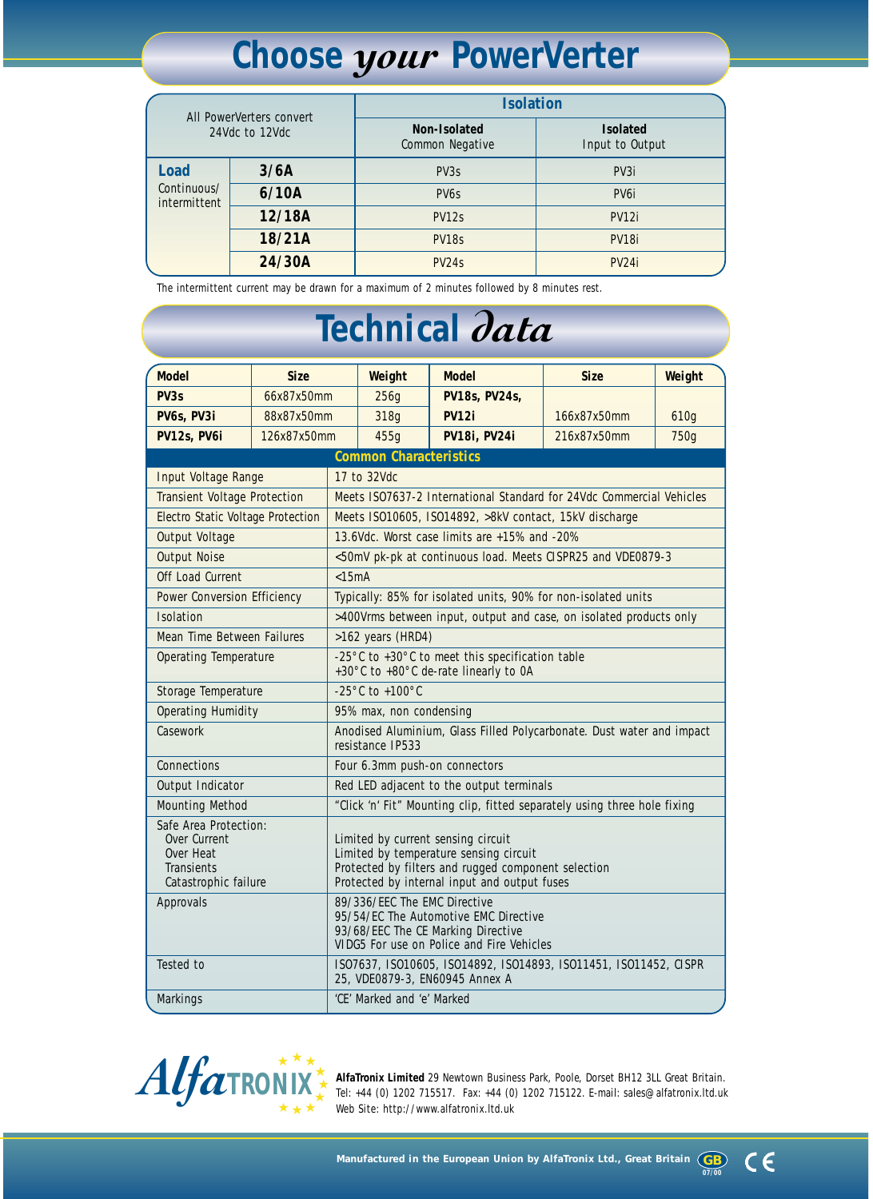# Choose *your* PowerVerter

| All PowerVerters convert 24Vdc to 12Vdc | | Isolation | |
|---|---|---|---|
| | | **Non-Isolated** Common Negative | **Isolated** Input to Output |
| **Load** Continuous/ intermittent | **3/6A** | PV3s | PV3i |
| | **6/10A** | PV6s | PV6i |
| | **12/18A** | PV12s | PV12i |
| | **18/21A** | PV18s | PV18i |
| | **24/30A** | PV24s | PV24i |

The intermittent current may be drawn for a maximum of 2 minutes followed by 8 minutes rest.

# Technical *data*

| **Model** | **Size** | **Weight** | **Model** | **Size** | **Weight** |
|---|---|---|---|---|---|
| **PV3s** | 66x87x50mm | 256g | **PV18s, PV24s, PV12i** | 166x87x50mm | 610g |
| **PV6s, PV3i** | 88x87x50mm | 318g | | | |
| **PV12s, PV6i** | 126x87x50mm | 455g | **PV18i, PV24i** | 216x87x50mm | 750g |

## Common Characteristics

| | |
|---|---|
| Input Voltage Range | 17 to 32Vdc |
| Transient Voltage Protection | Meets ISO7637-2 International Standard for 24Vdc Commercial Vehicles |
| Electro Static Voltage Protection | Meets ISO10605, ISO14892, >8kV contact, 15kV discharge |
| Output Voltage | 13.6Vdc. Worst case limits are +15% and -20% |
| Output Noise | <50mV pk-pk at continuous load. Meets CISPR25 and VDE0879-3 |
| Off Load Current | <15mA |
| Power Conversion Efficiency | Typically: 85% for isolated units, 90% for non-isolated units |
| Isolation | >400Vrms between input, output and case, on isolated products only |
| Mean Time Between Failures | >162 years (HRD4) |
| Operating Temperature | -25°C to +30°C to meet this specification table<br>+30°C to +80°C de-rate linearly to 0A |
| Storage Temperature | -25°C to +100°C |
| Operating Humidity | 95% max, non condensing |
| Casework | Anodised Aluminium, Glass Filled Polycarbonate. Dust water and impact resistance IP533 |
| Connections | Four 6.3mm push-on connectors |
| Output Indicator | Red LED adjacent to the output terminals |
| Mounting Method | "Click 'n' Fit" Mounting clip, fitted separately using three hole fixing |
| Safe Area Protection:<br>Over Current<br>Over Heat<br>Transients<br>Catastrophic failure | <br>Limited by current sensing circuit<br>Limited by temperature sensing circuit<br>Protected by filters and rugged component selection<br>Protected by internal input and output fuses |
| Approvals | 89/336/EEC The EMC Directive<br>95/54/EC The Automotive EMC Directive<br>93/68/EEC The CE Marking Directive<br>VIDG5 For use on Police and Fire Vehicles |
| Tested to | ISO7637, ISO10605, ISO14892, ISO14893, ISO11451, ISO11452, CISPR 25, VDE0879-3, EN60945 Annex A |
| Markings | 'CE' Marked and 'e' Marked |

AlfaTRONIX

**AlfaTronix Limited** 29 Newtown Business Park, Poole, Dorset BH12 3LL Great Britain.
Tel: +44 (0) 1202 715517. Fax: +44 (0) 1202 715122. E-mail: sales@alfatronix.ltd.uk
Web Site: http://www.alfatronix.ltd.uk

**Manufactured in the European Union by AlfaTronix Ltd., Great Britain** GB 07/00 CE